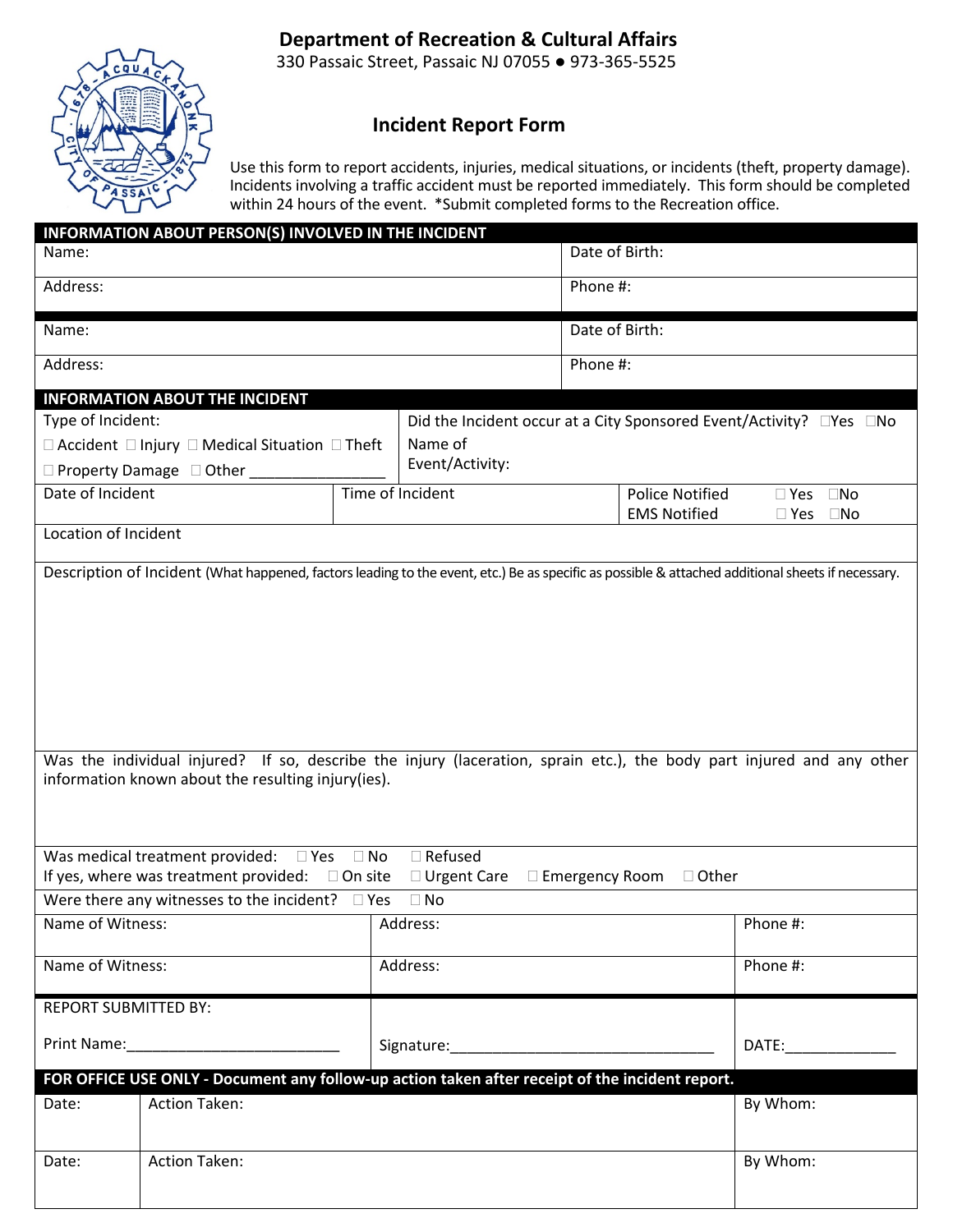# Department of Recreation & Cultural Affairs

330 Passaic Street, Passaic NJ 07055 ● 973-365-5525

## Incident Report Form

Use this form to report accidents, injuries, medical situations, or incidents (theft, property damage). Incidents involving a traffic accident must be reported immediately. This form should be completed within 24 hours of the event. *Submit completed forms to the Recreation office.

### INFORMATION ABOUT PERSON(S) INVOLVED IN THE INCIDENT

| Name: | Date of Birth: |
|---|---|
| Address: | Phone #: |
| Name: | Date of Birth: |
| Address: | Phone #: |

### INFORMATION ABOUT THE INCIDENT

| Type of Incident: ☐ Accident ☐ Injury ☐ Medical Situation ☐ Theft ☐ Property Damage ☐ Other _______________ | Did the Incident occur at a City Sponsored Event/Activity? ☐Yes ☐No<br>Name of Event/Activity: | |
|---|---|---|
| Date of Incident | Time of Incident | Police Notified ☐ Yes ☐No<br>EMS Notified ☐ Yes ☐No |

Location of Incident

Description of Incident (What happened, factors leading to the event, etc.) Be as specific as possible & attached additional sheets if necessary.

Was the individual injured? If so, describe the injury (laceration, sprain etc.), the body part injured and any other information known about the resulting injury(ies).

Was medical treatment provided: ☐ Yes ☐ No ☐ Refused

If yes, where was treatment provided: ☐ On site ☐ Urgent Care ☐ Emergency Room ☐ Other

Were there any witnesses to the incident? ☐ Yes ☐ No

| Name of Witness: | Address: | Phone #: |
|---|---|---|
| Name of Witness: | Address: | Phone #: |

| REPORT SUBMITTED BY:<br>Print Name:_________________________ | Signature:________________________________ | DATE:_____________ |
|---|---|---|

### FOR OFFICE USE ONLY - Document any follow-up action taken after receipt of the incident report.

| Date: | Action Taken: | By Whom: |
|---|---|---|
| Date: | Action Taken: | By Whom: |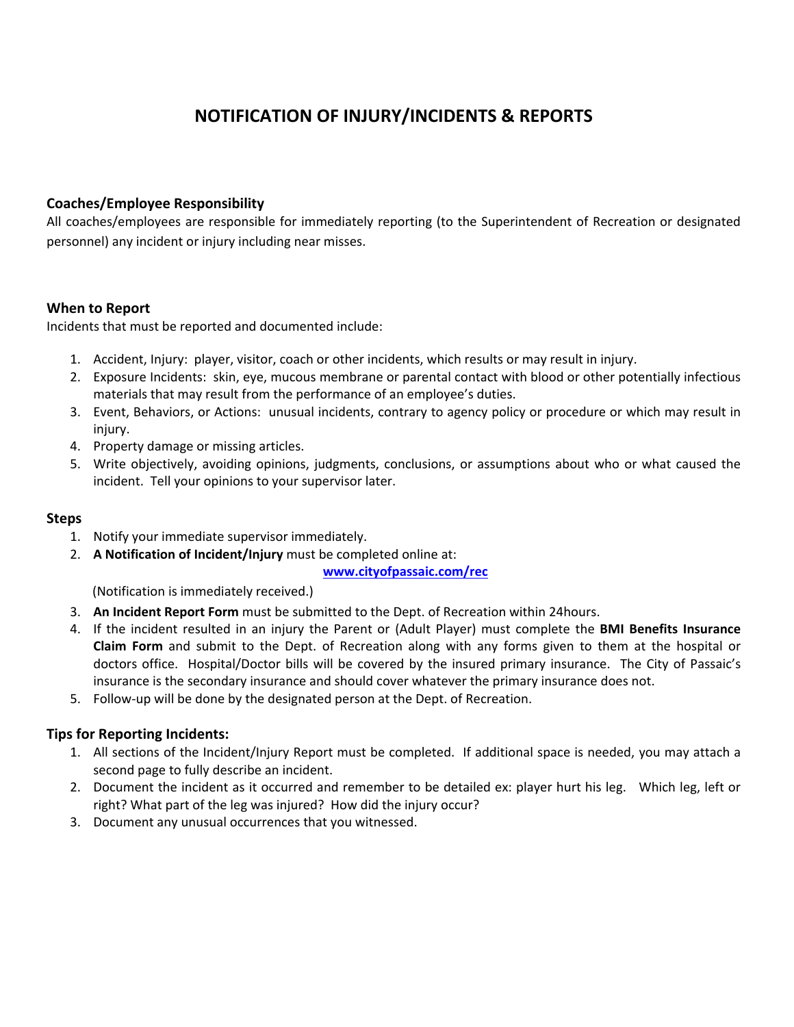# NOTIFICATION OF INJURY/INCIDENTS & REPORTS

### Coaches/Employee Responsibility

All coaches/employees are responsible for immediately reporting (to the Superintendent of Recreation or designated personnel) any incident or injury including near misses.

### When to Report

Incidents that must be reported and documented include:

1. Accident, Injury: player, visitor, coach or other incidents, which results or may result in injury.
2. Exposure Incidents: skin, eye, mucous membrane or parental contact with blood or other potentially infectious materials that may result from the performance of an employee's duties.
3. Event, Behaviors, or Actions: unusual incidents, contrary to agency policy or procedure or which may result in injury.
4. Property damage or missing articles.
5. Write objectively, avoiding opinions, judgments, conclusions, or assumptions about who or what caused the incident. Tell your opinions to your supervisor later.

### Steps

1. Notify your immediate supervisor immediately.
2. **A Notification of Incident/Injury** must be completed online at:

   www.cityofpassaic.com/rec

   (Notification is immediately received.)
3. **An Incident Report Form** must be submitted to the Dept. of Recreation within 24hours.
4. If the incident resulted in an injury the Parent or (Adult Player) must complete the **BMI Benefits Insurance Claim Form** and submit to the Dept. of Recreation along with any forms given to them at the hospital or doctors office. Hospital/Doctor bills will be covered by the insured primary insurance. The City of Passaic's insurance is the secondary insurance and should cover whatever the primary insurance does not.
5. Follow-up will be done by the designated person at the Dept. of Recreation.

### Tips for Reporting Incidents:

1. All sections of the Incident/Injury Report must be completed. If additional space is needed, you may attach a second page to fully describe an incident.
2. Document the incident as it occurred and remember to be detailed ex: player hurt his leg. Which leg, left or right? What part of the leg was injured? How did the injury occur?
3. Document any unusual occurrences that you witnessed.